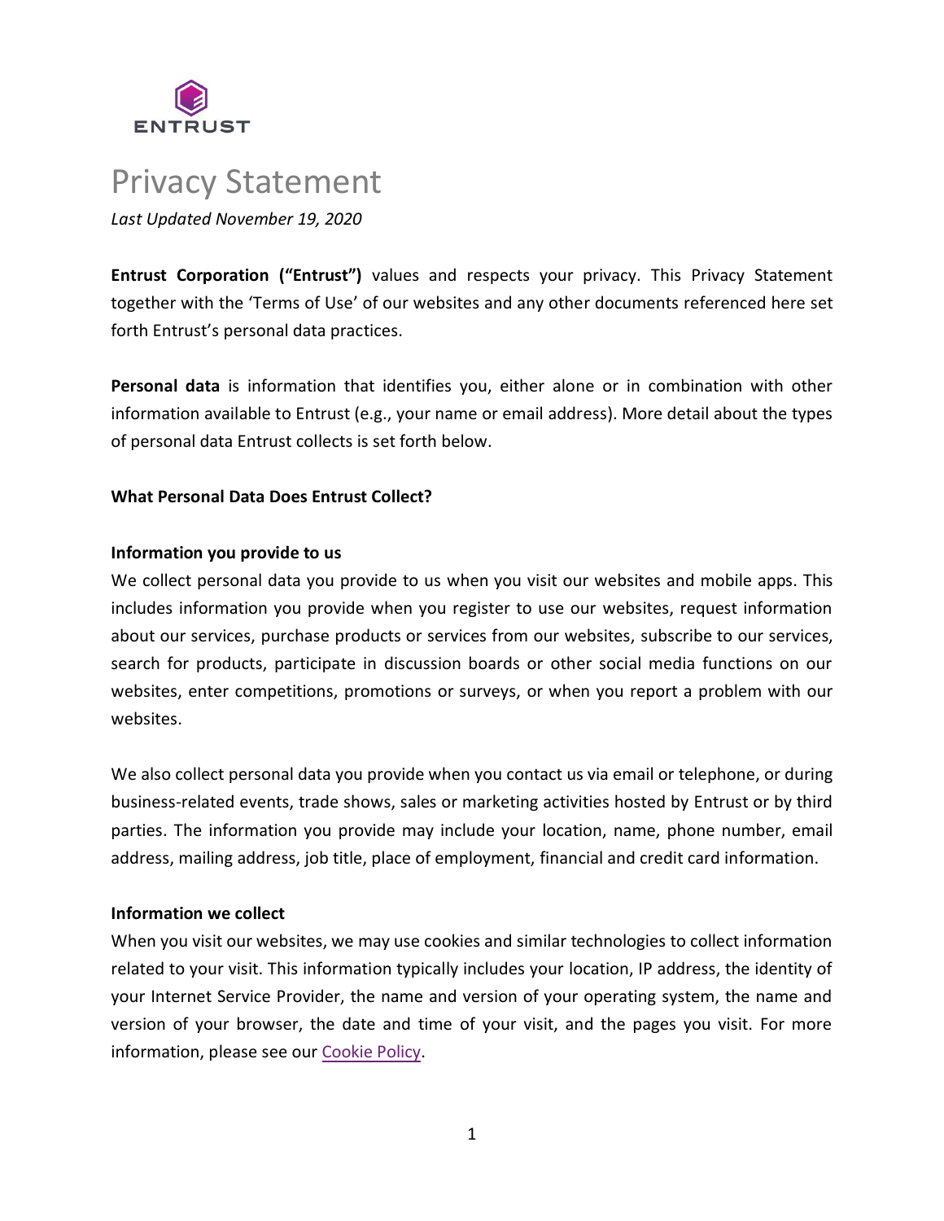# Privacy Statement

*Last Updated November 19, 2020*

**Entrust Corporation ("Entrust")** values and respects your privacy. This Privacy Statement together with the 'Terms of Use' of our websites and any other documents referenced here set forth Entrust's personal data practices.

**Personal data** is information that identifies you, either alone or in combination with other information available to Entrust (e.g., your name or email address). More detail about the types of personal data Entrust collects is set forth below.

## What Personal Data Does Entrust Collect?

### Information you provide to us

We collect personal data you provide to us when you visit our websites and mobile apps. This includes information you provide when you register to use our websites, request information about our services, purchase products or services from our websites, subscribe to our services, search for products, participate in discussion boards or other social media functions on our websites, enter competitions, promotions or surveys, or when you report a problem with our websites.

We also collect personal data you provide when you contact us via email or telephone, or during business-related events, trade shows, sales or marketing activities hosted by Entrust or by third parties. The information you provide may include your location, name, phone number, email address, mailing address, job title, place of employment, financial and credit card information.

### Information we collect

When you visit our websites, we may use cookies and similar technologies to collect information related to your visit. This information typically includes your location, IP address, the identity of your Internet Service Provider, the name and version of your operating system, the name and version of your browser, the date and time of your visit, and the pages you visit. For more information, please see our Cookie Policy.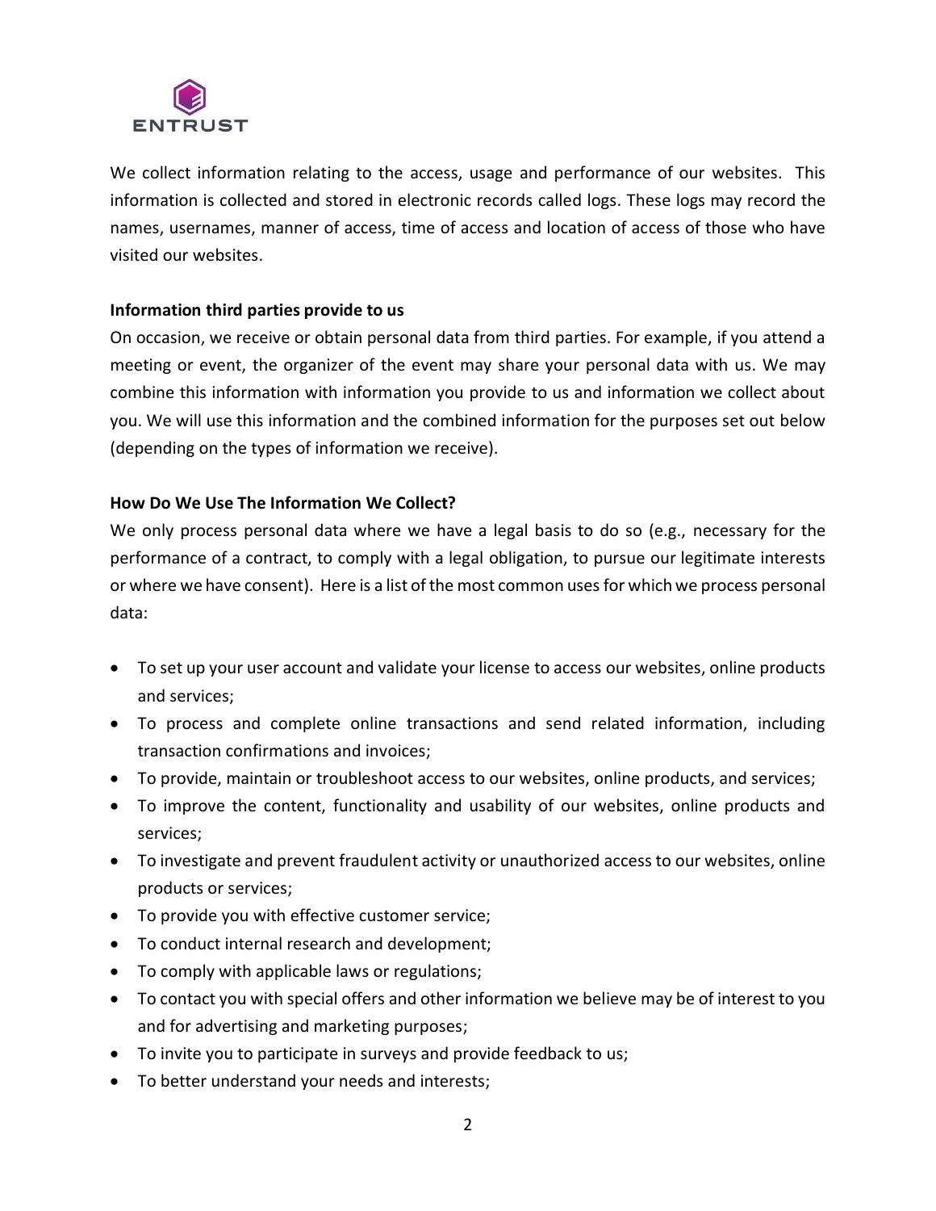We collect information relating to the access, usage and performance of our websites. This information is collected and stored in electronic records called logs. These logs may record the names, usernames, manner of access, time of access and location of access of those who have visited our websites.

**Information third parties provide to us**

On occasion, we receive or obtain personal data from third parties. For example, if you attend a meeting or event, the organizer of the event may share your personal data with us. We may combine this information with information you provide to us and information we collect about you. We will use this information and the combined information for the purposes set out below (depending on the types of information we receive).

**How Do We Use The Information We Collect?**

We only process personal data where we have a legal basis to do so (e.g., necessary for the performance of a contract, to comply with a legal obligation, to pursue our legitimate interests or where we have consent). Here is a list of the most common uses for which we process personal data:

- To set up your user account and validate your license to access our websites, online products and services;
- To process and complete online transactions and send related information, including transaction confirmations and invoices;
- To provide, maintain or troubleshoot access to our websites, online products, and services;
- To improve the content, functionality and usability of our websites, online products and services;
- To investigate and prevent fraudulent activity or unauthorized access to our websites, online products or services;
- To provide you with effective customer service;
- To conduct internal research and development;
- To comply with applicable laws or regulations;
- To contact you with special offers and other information we believe may be of interest to you and for advertising and marketing purposes;
- To invite you to participate in surveys and provide feedback to us;
- To better understand your needs and interests;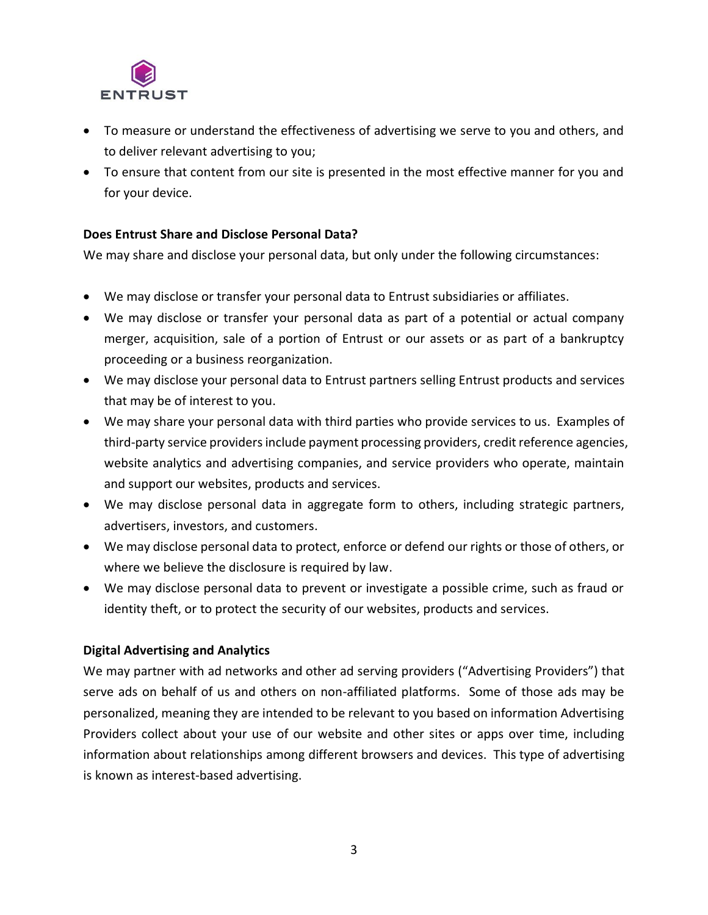- To measure or understand the effectiveness of advertising we serve to you and others, and to deliver relevant advertising to you;
- To ensure that content from our site is presented in the most effective manner for you and for your device.

**Does Entrust Share and Disclose Personal Data?**

We may share and disclose your personal data, but only under the following circumstances:

- We may disclose or transfer your personal data to Entrust subsidiaries or affiliates.
- We may disclose or transfer your personal data as part of a potential or actual company merger, acquisition, sale of a portion of Entrust or our assets or as part of a bankruptcy proceeding or a business reorganization.
- We may disclose your personal data to Entrust partners selling Entrust products and services that may be of interest to you.
- We may share your personal data with third parties who provide services to us. Examples of third-party service providers include payment processing providers, credit reference agencies, website analytics and advertising companies, and service providers who operate, maintain and support our websites, products and services.
- We may disclose personal data in aggregate form to others, including strategic partners, advertisers, investors, and customers.
- We may disclose personal data to protect, enforce or defend our rights or those of others, or where we believe the disclosure is required by law.
- We may disclose personal data to prevent or investigate a possible crime, such as fraud or identity theft, or to protect the security of our websites, products and services.

**Digital Advertising and Analytics**

We may partner with ad networks and other ad serving providers ("Advertising Providers") that serve ads on behalf of us and others on non-affiliated platforms. Some of those ads may be personalized, meaning they are intended to be relevant to you based on information Advertising Providers collect about your use of our website and other sites or apps over time, including information about relationships among different browsers and devices. This type of advertising is known as interest-based advertising.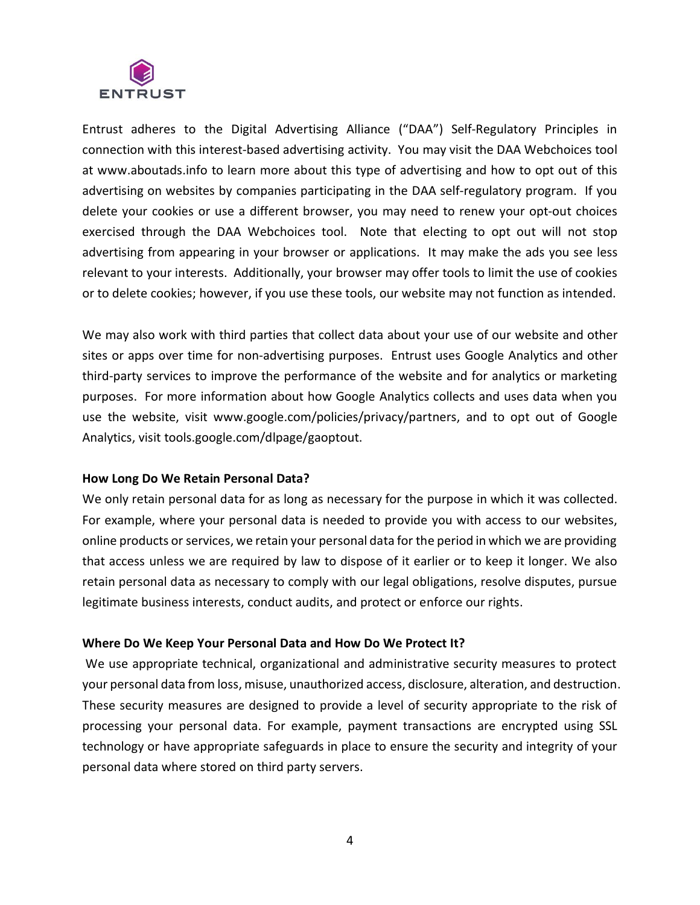Entrust adheres to the Digital Advertising Alliance ("DAA") Self-Regulatory Principles in connection with this interest-based advertising activity. You may visit the DAA Webchoices tool at www.aboutads.info to learn more about this type of advertising and how to opt out of this advertising on websites by companies participating in the DAA self-regulatory program. If you delete your cookies or use a different browser, you may need to renew your opt-out choices exercised through the DAA Webchoices tool. Note that electing to opt out will not stop advertising from appearing in your browser or applications. It may make the ads you see less relevant to your interests. Additionally, your browser may offer tools to limit the use of cookies or to delete cookies; however, if you use these tools, our website may not function as intended.

We may also work with third parties that collect data about your use of our website and other sites or apps over time for non-advertising purposes. Entrust uses Google Analytics and other third-party services to improve the performance of the website and for analytics or marketing purposes. For more information about how Google Analytics collects and uses data when you use the website, visit www.google.com/policies/privacy/partners, and to opt out of Google Analytics, visit tools.google.com/dlpage/gaoptout.

**How Long Do We Retain Personal Data?**

We only retain personal data for as long as necessary for the purpose in which it was collected. For example, where your personal data is needed to provide you with access to our websites, online products or services, we retain your personal data for the period in which we are providing that access unless we are required by law to dispose of it earlier or to keep it longer. We also retain personal data as necessary to comply with our legal obligations, resolve disputes, pursue legitimate business interests, conduct audits, and protect or enforce our rights.

**Where Do We Keep Your Personal Data and How Do We Protect It?**

We use appropriate technical, organizational and administrative security measures to protect your personal data from loss, misuse, unauthorized access, disclosure, alteration, and destruction. These security measures are designed to provide a level of security appropriate to the risk of processing your personal data. For example, payment transactions are encrypted using SSL technology or have appropriate safeguards in place to ensure the security and integrity of your personal data where stored on third party servers.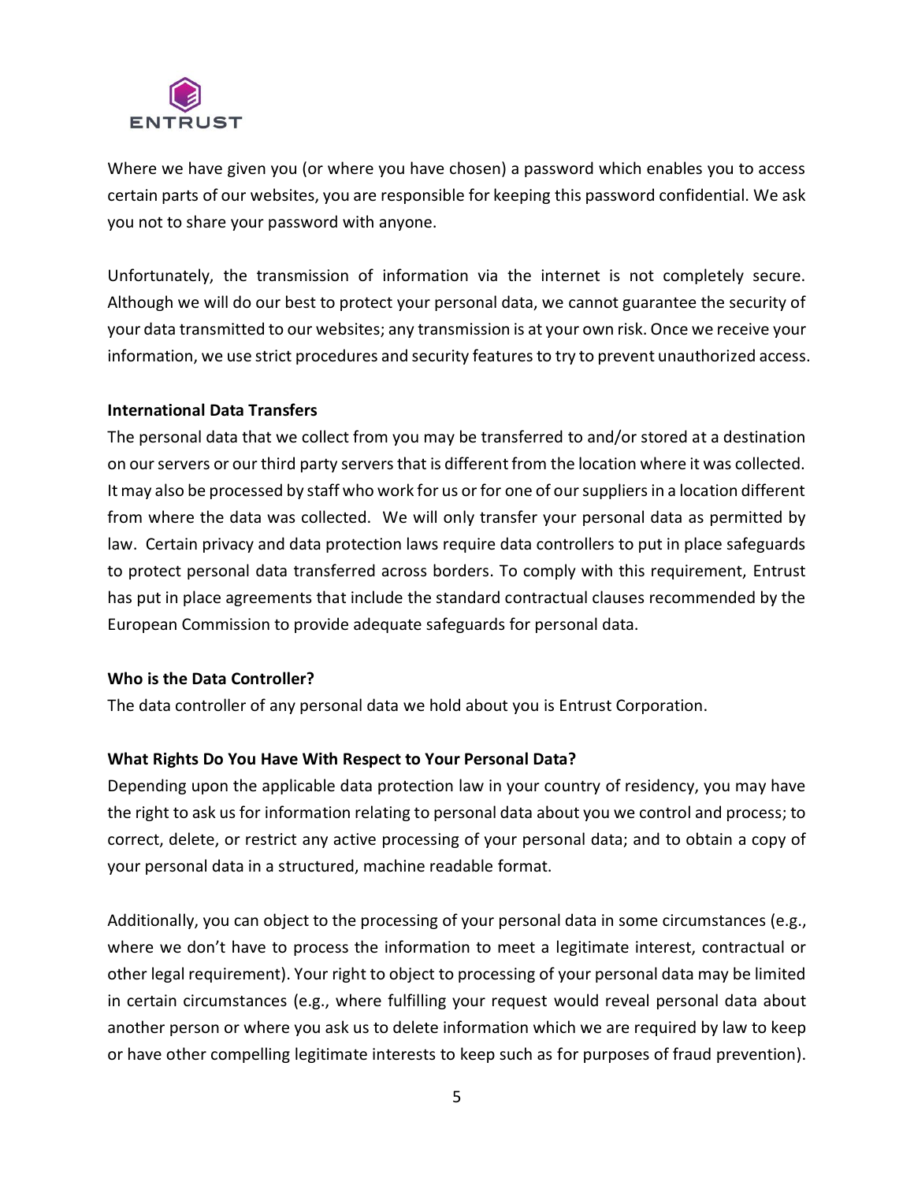Where we have given you (or where you have chosen) a password which enables you to access certain parts of our websites, you are responsible for keeping this password confidential. We ask you not to share your password with anyone.

Unfortunately, the transmission of information via the internet is not completely secure. Although we will do our best to protect your personal data, we cannot guarantee the security of your data transmitted to our websites; any transmission is at your own risk. Once we receive your information, we use strict procedures and security features to try to prevent unauthorized access.

**International Data Transfers**

The personal data that we collect from you may be transferred to and/or stored at a destination on our servers or our third party servers that is different from the location where it was collected. It may also be processed by staff who work for us or for one of our suppliers in a location different from where the data was collected. We will only transfer your personal data as permitted by law. Certain privacy and data protection laws require data controllers to put in place safeguards to protect personal data transferred across borders. To comply with this requirement, Entrust has put in place agreements that include the standard contractual clauses recommended by the European Commission to provide adequate safeguards for personal data.

**Who is the Data Controller?**

The data controller of any personal data we hold about you is Entrust Corporation.

**What Rights Do You Have With Respect to Your Personal Data?**

Depending upon the applicable data protection law in your country of residency, you may have the right to ask us for information relating to personal data about you we control and process; to correct, delete, or restrict any active processing of your personal data; and to obtain a copy of your personal data in a structured, machine readable format.

Additionally, you can object to the processing of your personal data in some circumstances (e.g., where we don't have to process the information to meet a legitimate interest, contractual or other legal requirement). Your right to object to processing of your personal data may be limited in certain circumstances (e.g., where fulfilling your request would reveal personal data about another person or where you ask us to delete information which we are required by law to keep or have other compelling legitimate interests to keep such as for purposes of fraud prevention).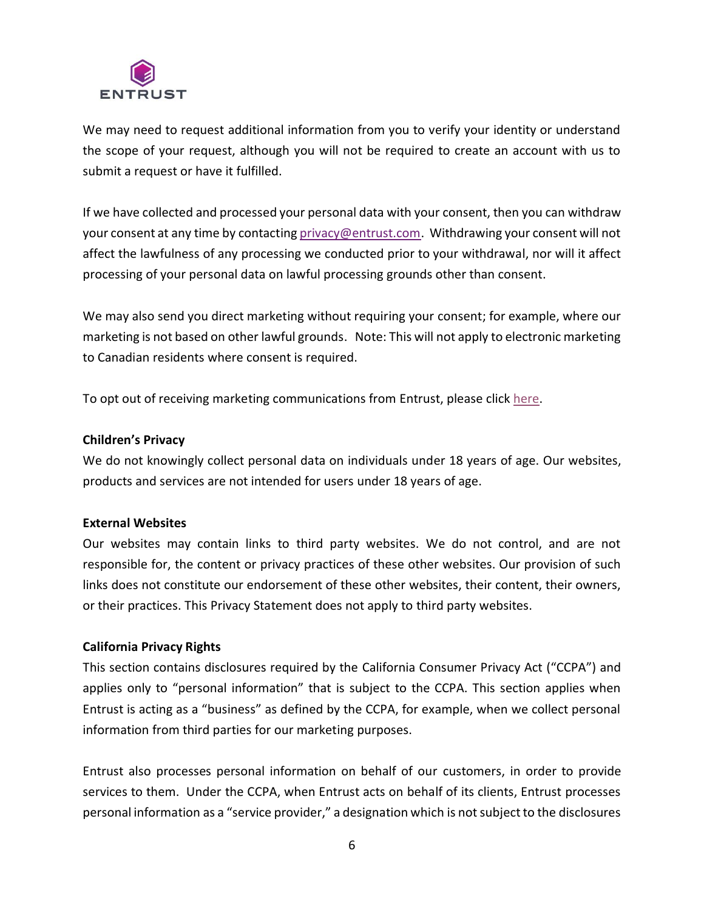We may need to request additional information from you to verify your identity or understand the scope of your request, although you will not be required to create an account with us to submit a request or have it fulfilled.

If we have collected and processed your personal data with your consent, then you can withdraw your consent at any time by contacting privacy@entrust.com. Withdrawing your consent will not affect the lawfulness of any processing we conducted prior to your withdrawal, nor will it affect processing of your personal data on lawful processing grounds other than consent.

We may also send you direct marketing without requiring your consent; for example, where our marketing is not based on other lawful grounds. Note: This will not apply to electronic marketing to Canadian residents where consent is required.

To opt out of receiving marketing communications from Entrust, please click here.

**Children's Privacy**

We do not knowingly collect personal data on individuals under 18 years of age. Our websites, products and services are not intended for users under 18 years of age.

**External Websites**

Our websites may contain links to third party websites. We do not control, and are not responsible for, the content or privacy practices of these other websites. Our provision of such links does not constitute our endorsement of these other websites, their content, their owners, or their practices. This Privacy Statement does not apply to third party websites.

**California Privacy Rights**

This section contains disclosures required by the California Consumer Privacy Act ("CCPA") and applies only to "personal information" that is subject to the CCPA. This section applies when Entrust is acting as a "business" as defined by the CCPA, for example, when we collect personal information from third parties for our marketing purposes.

Entrust also processes personal information on behalf of our customers, in order to provide services to them. Under the CCPA, when Entrust acts on behalf of its clients, Entrust processes personal information as a "service provider," a designation which is not subject to the disclosures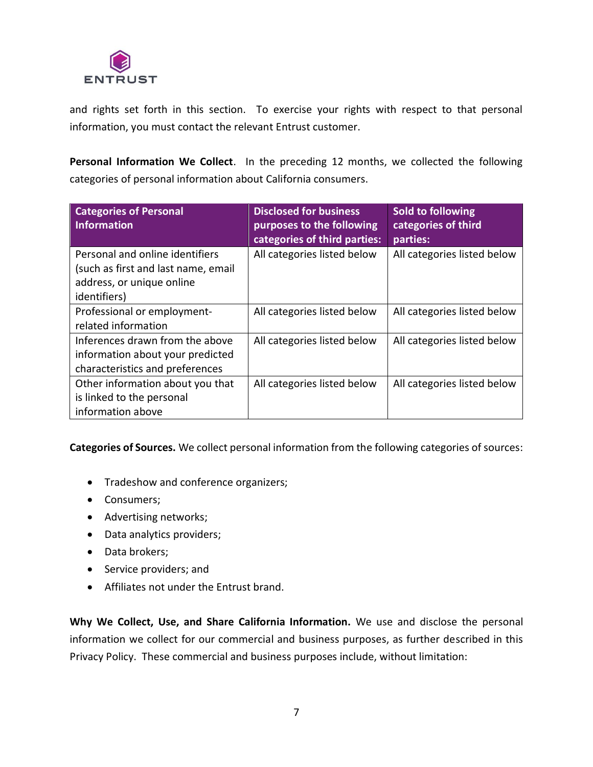and rights set forth in this section. To exercise your rights with respect to that personal information, you must contact the relevant Entrust customer.

**Personal Information We Collect**. In the preceding 12 months, we collected the following categories of personal information about California consumers.

| Categories of Personal Information | Disclosed for business purposes to the following categories of third parties: | Sold to following categories of third parties: |
| --- | --- | --- |
| Personal and online identifiers (such as first and last name, email address, or unique online identifiers) | All categories listed below | All categories listed below |
| Professional or employment-related information | All categories listed below | All categories listed below |
| Inferences drawn from the above information about your predicted characteristics and preferences | All categories listed below | All categories listed below |
| Other information about you that is linked to the personal information above | All categories listed below | All categories listed below |

**Categories of Sources.** We collect personal information from the following categories of sources:

- Tradeshow and conference organizers;
- Consumers;
- Advertising networks;
- Data analytics providers;
- Data brokers;
- Service providers; and
- Affiliates not under the Entrust brand.

**Why We Collect, Use, and Share California Information.** We use and disclose the personal information we collect for our commercial and business purposes, as further described in this Privacy Policy. These commercial and business purposes include, without limitation: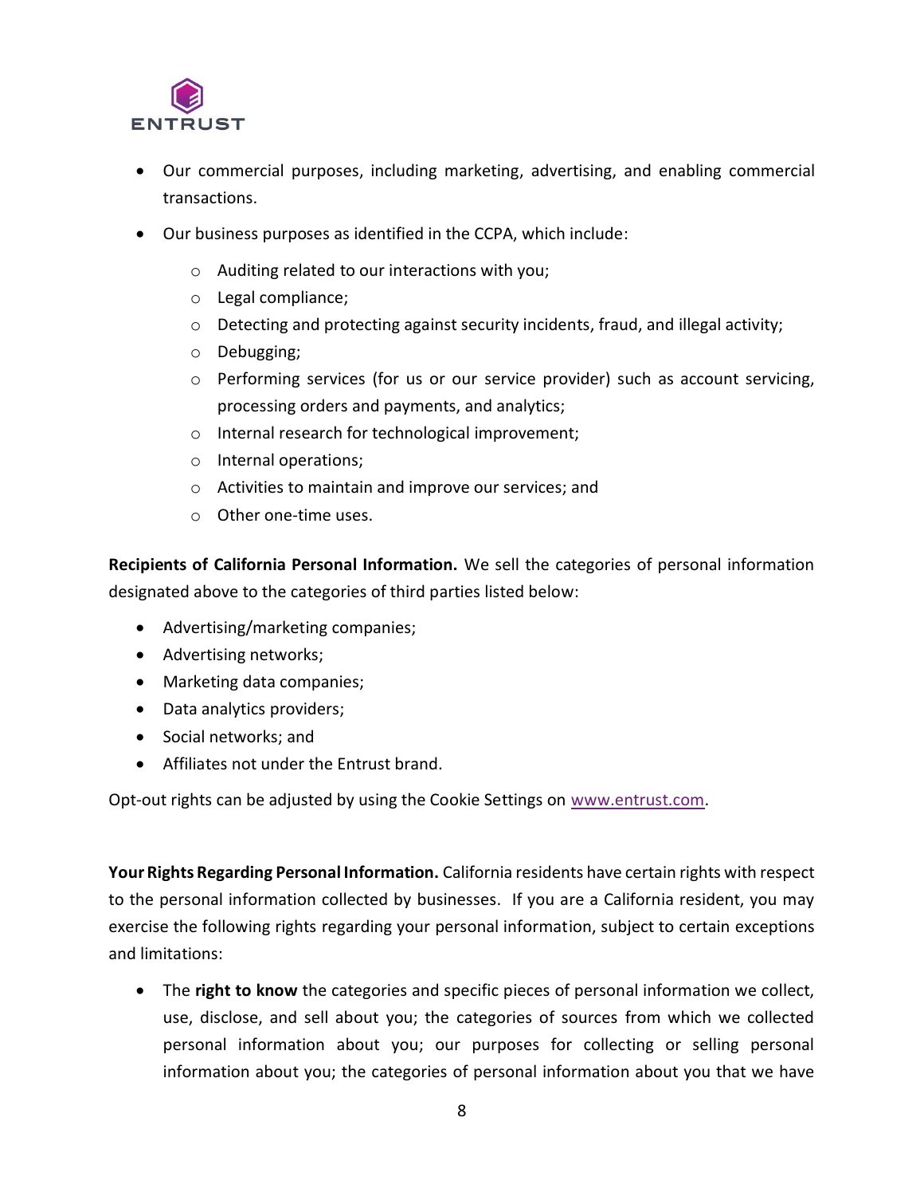- Our commercial purposes, including marketing, advertising, and enabling commercial transactions.
- Our business purposes as identified in the CCPA, which include:
  - Auditing related to our interactions with you;
  - Legal compliance;
  - Detecting and protecting against security incidents, fraud, and illegal activity;
  - Debugging;
  - Performing services (for us or our service provider) such as account servicing, processing orders and payments, and analytics;
  - Internal research for technological improvement;
  - Internal operations;
  - Activities to maintain and improve our services; and
  - Other one-time uses.

**Recipients of California Personal Information.** We sell the categories of personal information designated above to the categories of third parties listed below:

- Advertising/marketing companies;
- Advertising networks;
- Marketing data companies;
- Data analytics providers;
- Social networks; and
- Affiliates not under the Entrust brand.

Opt-out rights can be adjusted by using the Cookie Settings on [www.entrust.com](www.entrust.com).

**Your Rights Regarding Personal Information.** California residents have certain rights with respect to the personal information collected by businesses. If you are a California resident, you may exercise the following rights regarding your personal information, subject to certain exceptions and limitations:

- The **right to know** the categories and specific pieces of personal information we collect, use, disclose, and sell about you; the categories of sources from which we collected personal information about you; our purposes for collecting or selling personal information about you; the categories of personal information about you that we have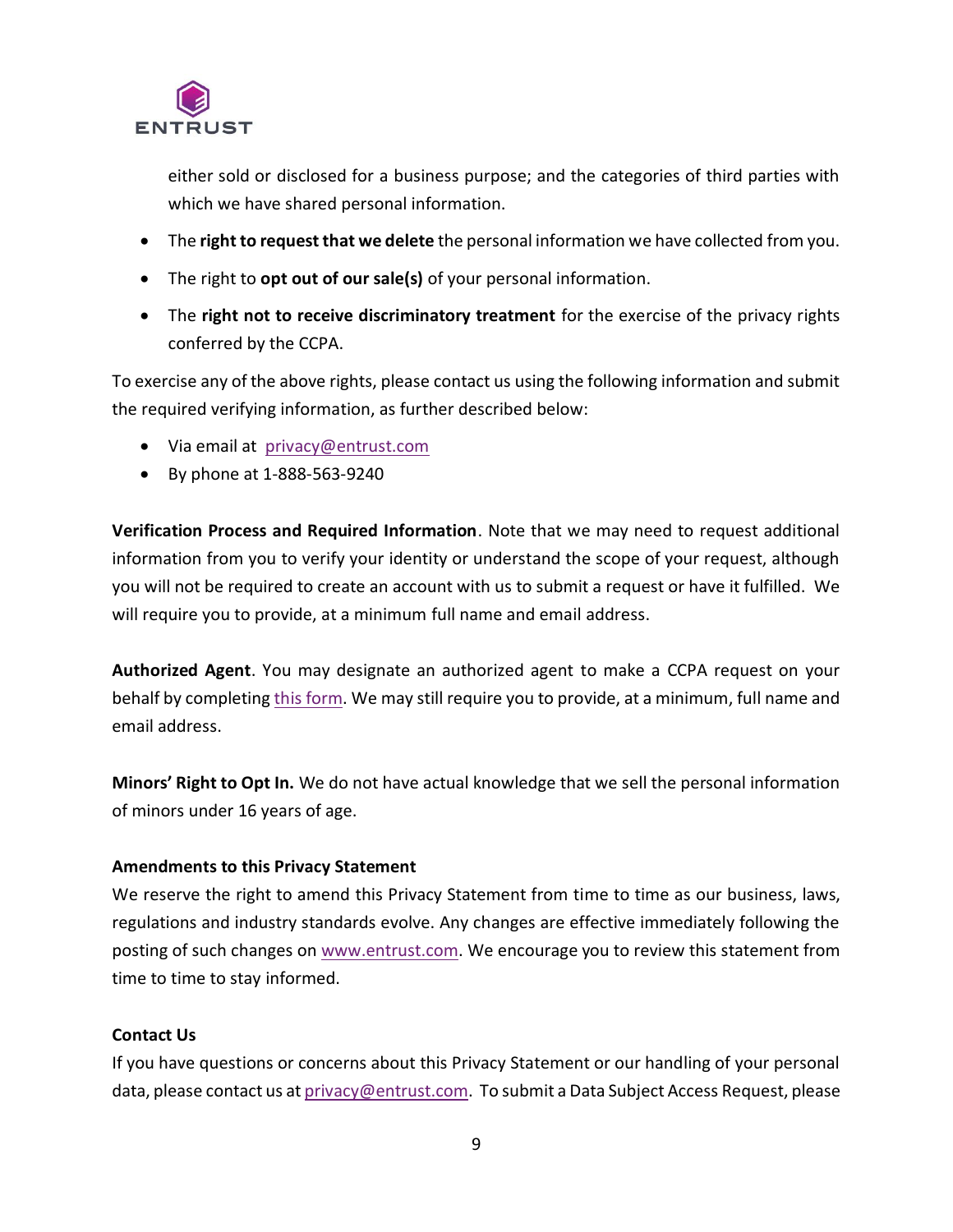either sold or disclosed for a business purpose; and the categories of third parties with which we have shared personal information.

- The **right to request that we delete** the personal information we have collected from you.
- The right to **opt out of our sale(s)** of your personal information.
- The **right not to receive discriminatory treatment** for the exercise of the privacy rights conferred by the CCPA.

To exercise any of the above rights, please contact us using the following information and submit the required verifying information, as further described below:

- Via email at privacy@entrust.com
- By phone at 1-888-563-9240

**Verification Process and Required Information**. Note that we may need to request additional information from you to verify your identity or understand the scope of your request, although you will not be required to create an account with us to submit a request or have it fulfilled. We will require you to provide, at a minimum full name and email address.

**Authorized Agent**. You may designate an authorized agent to make a CCPA request on your behalf by completing this form. We may still require you to provide, at a minimum, full name and email address.

**Minors' Right to Opt In.** We do not have actual knowledge that we sell the personal information of minors under 16 years of age.

**Amendments to this Privacy Statement**

We reserve the right to amend this Privacy Statement from time to time as our business, laws, regulations and industry standards evolve. Any changes are effective immediately following the posting of such changes on www.entrust.com. We encourage you to review this statement from time to time to stay informed.

**Contact Us**

If you have questions or concerns about this Privacy Statement or our handling of your personal data, please contact us at privacy@entrust.com. To submit a Data Subject Access Request, please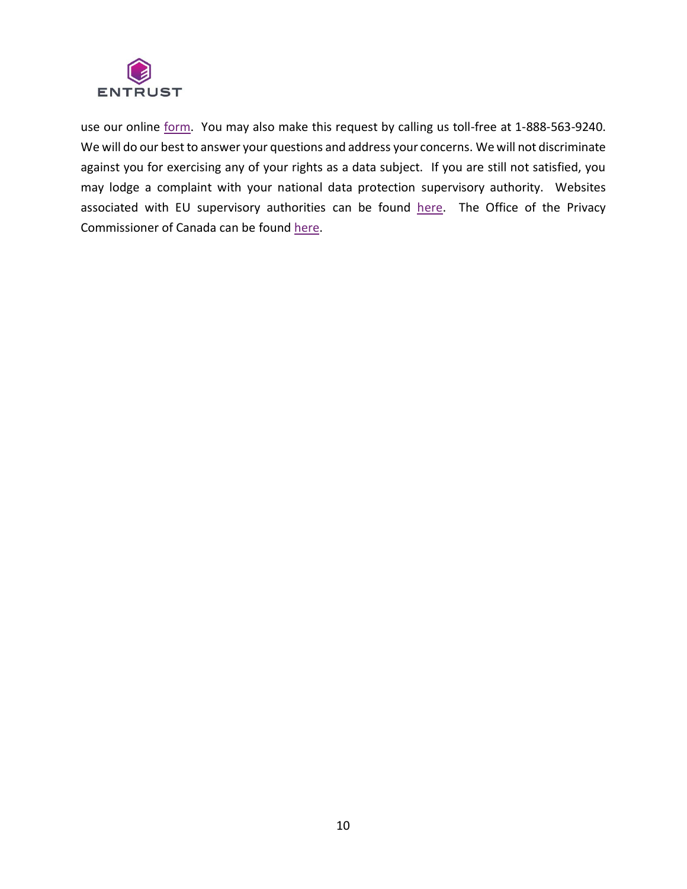use our online form. You may also make this request by calling us toll-free at 1-888-563-9240. We will do our best to answer your questions and address your concerns. We will not discriminate against you for exercising any of your rights as a data subject. If you are still not satisfied, you may lodge a complaint with your national data protection supervisory authority. Websites associated with EU supervisory authorities can be found here. The Office of the Privacy Commissioner of Canada can be found here.